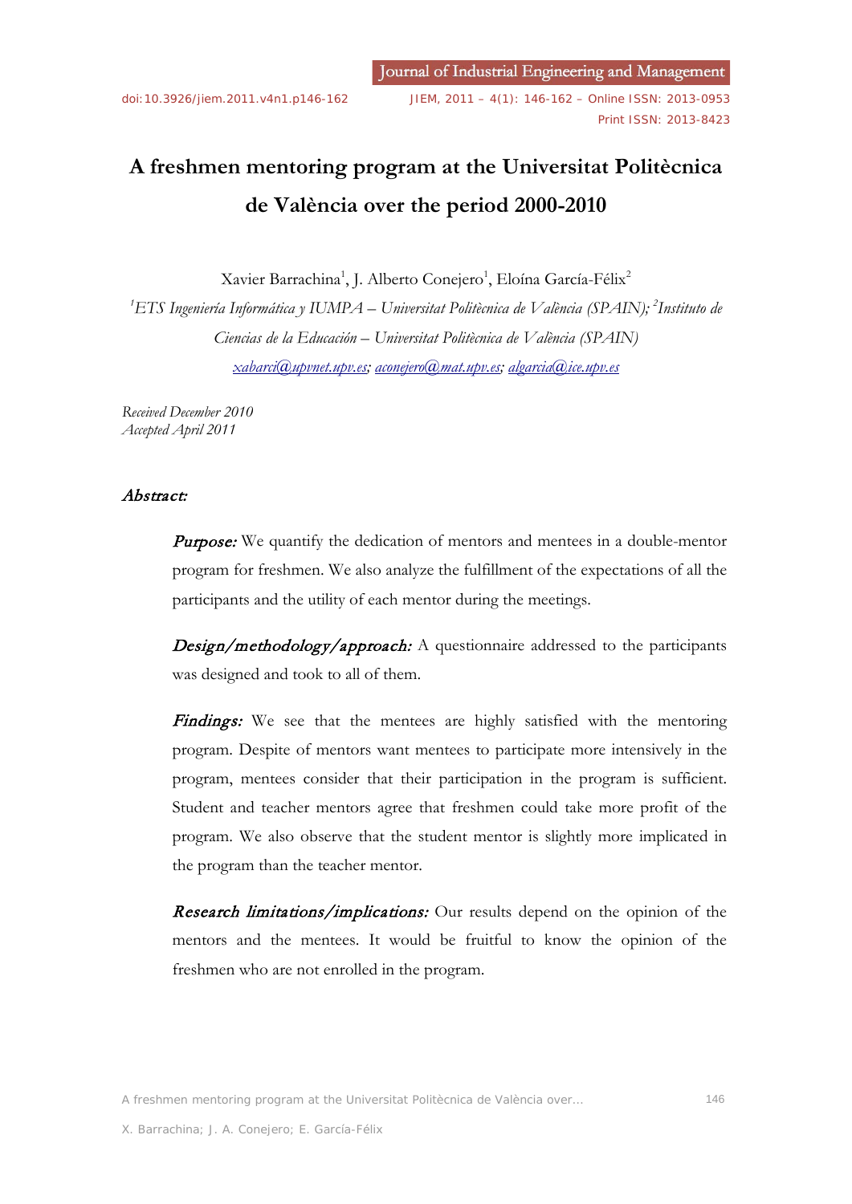# A freshmen mentoring program at the Universitat Politècnica de València over the period 2000-2010

Xavier Barrachina[1], J. Alberto Conejero[1], Eloína García-Félix[2]

[1]*ETS Ingeniería Informática y IUMPA – Universitat Politècnica de València (SPAIN);* [2]*Instituto de Ciencias de la Educación – Universitat Politècnica de València (SPAIN)*

xabarci@upvnet.upv.es; aconejero@mat.upv.es; algarcia@ice.upv.es

*Received December 2010*
*Accepted April 2011*

## *Abstract:*

***Purpose:*** We quantify the dedication of mentors and mentees in a double-mentor program for freshmen. We also analyze the fulfillment of the expectations of all the participants and the utility of each mentor during the meetings.

***Design/methodology/approach:*** A questionnaire addressed to the participants was designed and took to all of them.

***Findings:*** We see that the mentees are highly satisfied with the mentoring program. Despite of mentors want mentees to participate more intensively in the program, mentees consider that their participation in the program is sufficient. Student and teacher mentors agree that freshmen could take more profit of the program. We also observe that the student mentor is slightly more implicated in the program than the teacher mentor.

***Research limitations/implications:*** Our results depend on the opinion of the mentors and the mentees. It would be fruitful to know the opinion of the freshmen who are not enrolled in the program.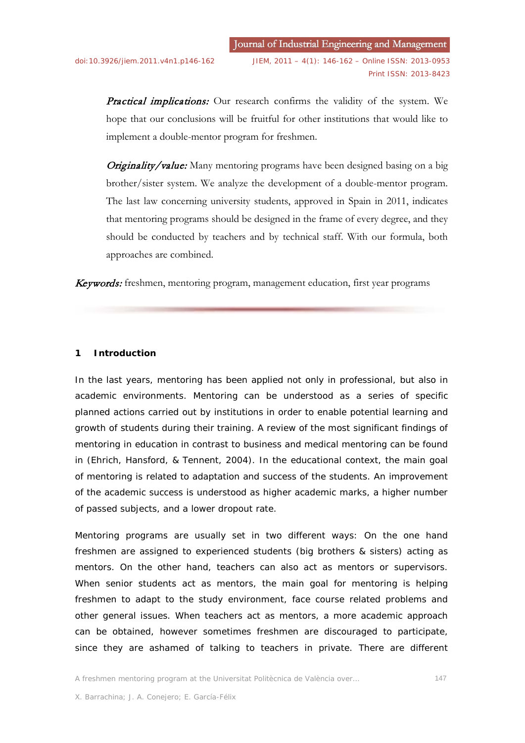***Practical implications:*** Our research confirms the validity of the system. We hope that our conclusions will be fruitful for other institutions that would like to implement a double-mentor program for freshmen.

***Originality/value:*** Many mentoring programs have been designed basing on a big brother/sister system. We analyze the development of a double-mentor program. The last law concerning university students, approved in Spain in 2011, indicates that mentoring programs should be designed in the frame of every degree, and they should be conducted by teachers and by technical staff. With our formula, both approaches are combined.

***Keywords:*** freshmen, mentoring program, management education, first year programs

## 1 Introduction

In the last years, mentoring has been applied not only in professional, but also in academic environments. Mentoring can be understood as a series of specific planned actions carried out by institutions in order to enable potential learning and growth of students during their training. A review of the most significant findings of mentoring in education in contrast to business and medical mentoring can be found in (Ehrich, Hansford, & Tennent, 2004). In the educational context, the main goal of mentoring is related to adaptation and success of the students. An improvement of the academic success is understood as higher academic marks, a higher number of passed subjects, and a lower dropout rate.

Mentoring programs are usually set in two different ways: On the one hand freshmen are assigned to experienced students (big brothers & sisters) acting as mentors. On the other hand, teachers can also act as mentors or supervisors. When senior students act as mentors, the main goal for mentoring is helping freshmen to adapt to the study environment, face course related problems and other general issues. When teachers act as mentors, a more academic approach can be obtained, however sometimes freshmen are discouraged to participate, since they are ashamed of talking to teachers in private. There are different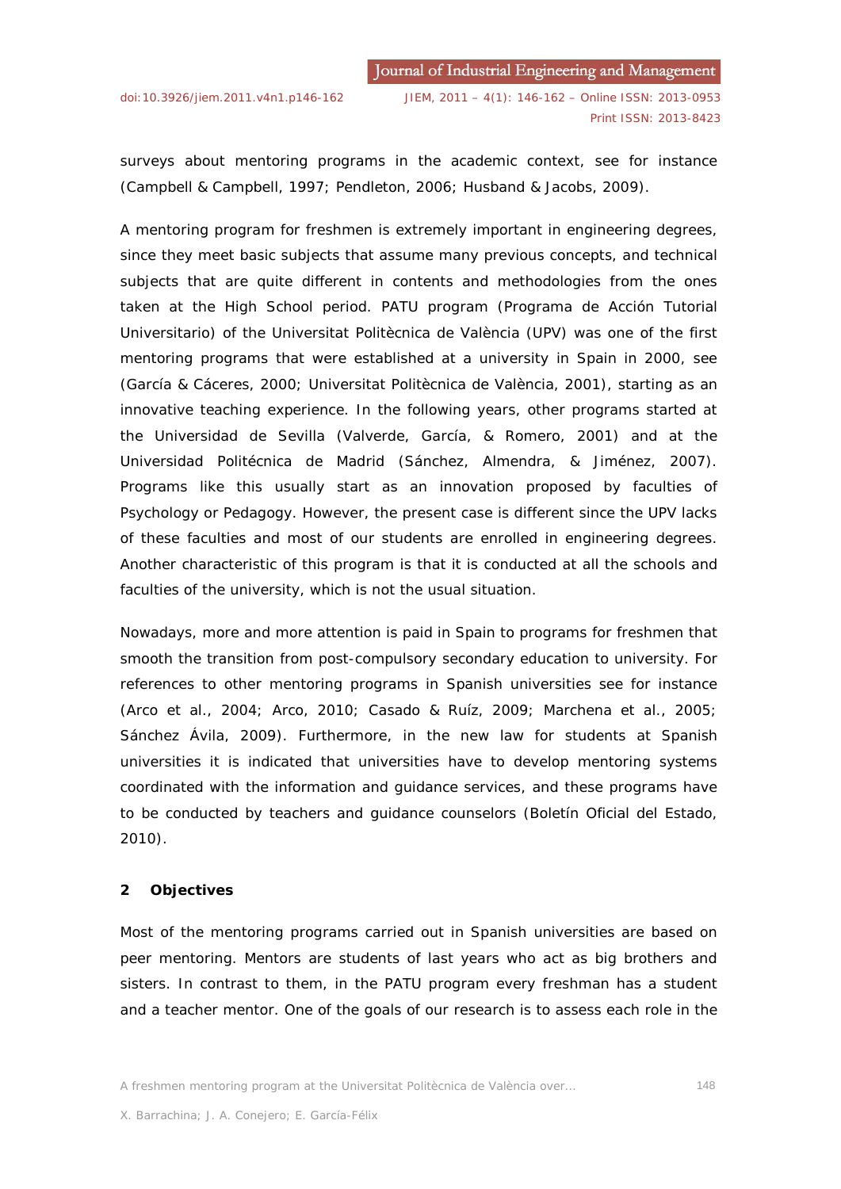surveys about mentoring programs in the academic context, see for instance (Campbell & Campbell, 1997; Pendleton, 2006; Husband & Jacobs, 2009).

A mentoring program for freshmen is extremely important in engineering degrees, since they meet basic subjects that assume many previous concepts, and technical subjects that are quite different in contents and methodologies from the ones taken at the High School period. PATU program (Programa de Acción Tutorial Universitario) of the Universitat Politècnica de València (UPV) was one of the first mentoring programs that were established at a university in Spain in 2000, see (García & Cáceres, 2000; Universitat Politècnica de València, 2001), starting as an innovative teaching experience. In the following years, other programs started at the Universidad de Sevilla (Valverde, García, & Romero, 2001) and at the Universidad Politécnica de Madrid (Sánchez, Almendra, & Jiménez, 2007). Programs like this usually start as an innovation proposed by faculties of Psychology or Pedagogy. However, the present case is different since the UPV lacks of these faculties and most of our students are enrolled in engineering degrees. Another characteristic of this program is that it is conducted at all the schools and faculties of the university, which is not the usual situation.

Nowadays, more and more attention is paid in Spain to programs for freshmen that smooth the transition from post-compulsory secondary education to university. For references to other mentoring programs in Spanish universities see for instance (Arco et al., 2004; Arco, 2010; Casado & Ruíz, 2009; Marchena et al., 2005; Sánchez Ávila, 2009). Furthermore, in the new law for students at Spanish universities it is indicated that universities have to develop mentoring systems coordinated with the information and guidance services, and these programs have to be conducted by teachers and guidance counselors (Boletín Oficial del Estado, 2010).

## 2 Objectives

Most of the mentoring programs carried out in Spanish universities are based on peer mentoring. Mentors are students of last years who act as big brothers and sisters. In contrast to them, in the PATU program every freshman has a student and a teacher mentor. One of the goals of our research is to assess each role in the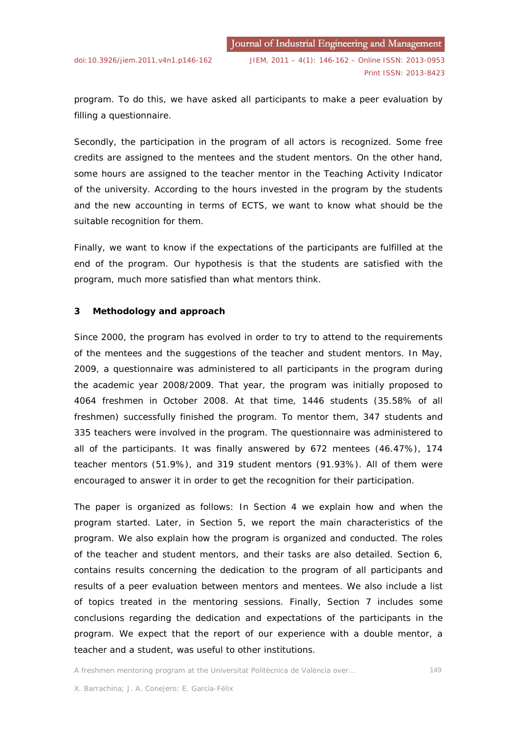program. To do this, we have asked all participants to make a peer evaluation by filling a questionnaire.

Secondly, the participation in the program of all actors is recognized. Some free credits are assigned to the mentees and the student mentors. On the other hand, some hours are assigned to the teacher mentor in the Teaching Activity Indicator of the university. According to the hours invested in the program by the students and the new accounting in terms of ECTS, we want to know what should be the suitable recognition for them.

Finally, we want to know if the expectations of the participants are fulfilled at the end of the program. Our hypothesis is that the students are satisfied with the program, much more satisfied than what mentors think.

## 3 Methodology and approach

Since 2000, the program has evolved in order to try to attend to the requirements of the mentees and the suggestions of the teacher and student mentors. In May, 2009, a questionnaire was administered to all participants in the program during the academic year 2008/2009. That year, the program was initially proposed to 4064 freshmen in October 2008. At that time, 1446 students (35.58% of all freshmen) successfully finished the program. To mentor them, 347 students and 335 teachers were involved in the program. The questionnaire was administered to all of the participants. It was finally answered by 672 mentees (46.47%), 174 teacher mentors (51.9%), and 319 student mentors (91.93%). All of them were encouraged to answer it in order to get the recognition for their participation.

The paper is organized as follows: In Section 4 we explain how and when the program started. Later, in Section 5, we report the main characteristics of the program. We also explain how the program is organized and conducted. The roles of the teacher and student mentors, and their tasks are also detailed. Section 6, contains results concerning the dedication to the program of all participants and results of a peer evaluation between mentors and mentees. We also include a list of topics treated in the mentoring sessions. Finally, Section 7 includes some conclusions regarding the dedication and expectations of the participants in the program. We expect that the report of our experience with a double mentor, a teacher and a student, was useful to other institutions.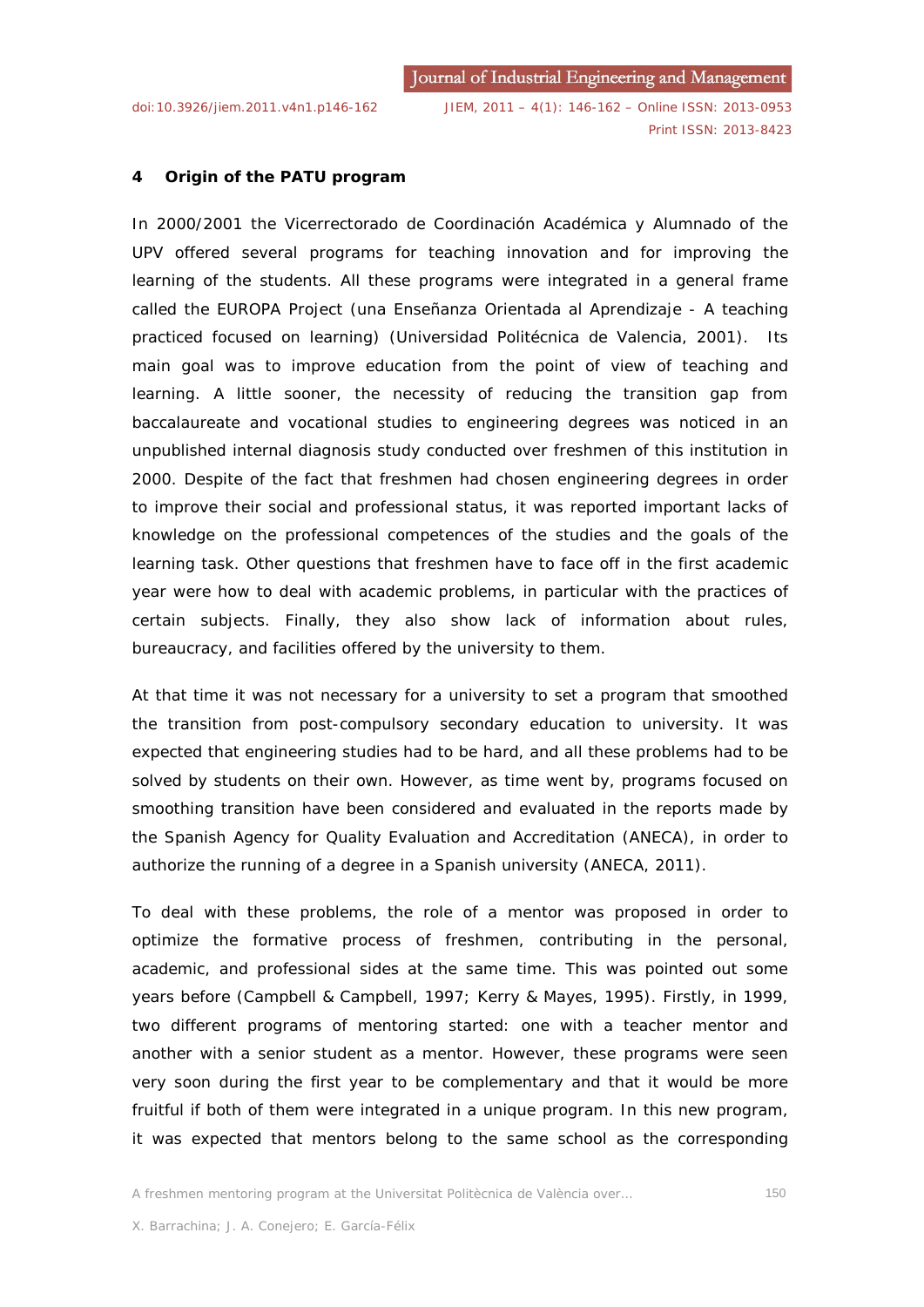## 4 Origin of the PATU program

In 2000/2001 the Vicerrectorado de Coordinación Académica y Alumnado of the UPV offered several programs for teaching innovation and for improving the learning of the students. All these programs were integrated in a general frame called the EUROPA Project (una Enseñanza Orientada al Aprendizaje - A teaching practiced focused on learning) (Universidad Politécnica de Valencia, 2001). Its main goal was to improve education from the point of view of teaching and learning. A little sooner, the necessity of reducing the transition gap from baccalaureate and vocational studies to engineering degrees was noticed in an unpublished internal diagnosis study conducted over freshmen of this institution in 2000. Despite of the fact that freshmen had chosen engineering degrees in order to improve their social and professional status, it was reported important lacks of knowledge on the professional competences of the studies and the goals of the learning task. Other questions that freshmen have to face off in the first academic year were how to deal with academic problems, in particular with the practices of certain subjects. Finally, they also show lack of information about rules, bureaucracy, and facilities offered by the university to them.

At that time it was not necessary for a university to set a program that smoothed the transition from post-compulsory secondary education to university. It was expected that engineering studies had to be hard, and all these problems had to be solved by students on their own. However, as time went by, programs focused on smoothing transition have been considered and evaluated in the reports made by the Spanish Agency for Quality Evaluation and Accreditation (ANECA), in order to authorize the running of a degree in a Spanish university (ANECA, 2011).

To deal with these problems, the role of a mentor was proposed in order to optimize the formative process of freshmen, contributing in the personal, academic, and professional sides at the same time. This was pointed out some years before (Campbell & Campbell, 1997; Kerry & Mayes, 1995). Firstly, in 1999, two different programs of mentoring started: one with a teacher mentor and another with a senior student as a mentor. However, these programs were seen very soon during the first year to be complementary and that it would be more fruitful if both of them were integrated in a unique program. In this new program, it was expected that mentors belong to the same school as the corresponding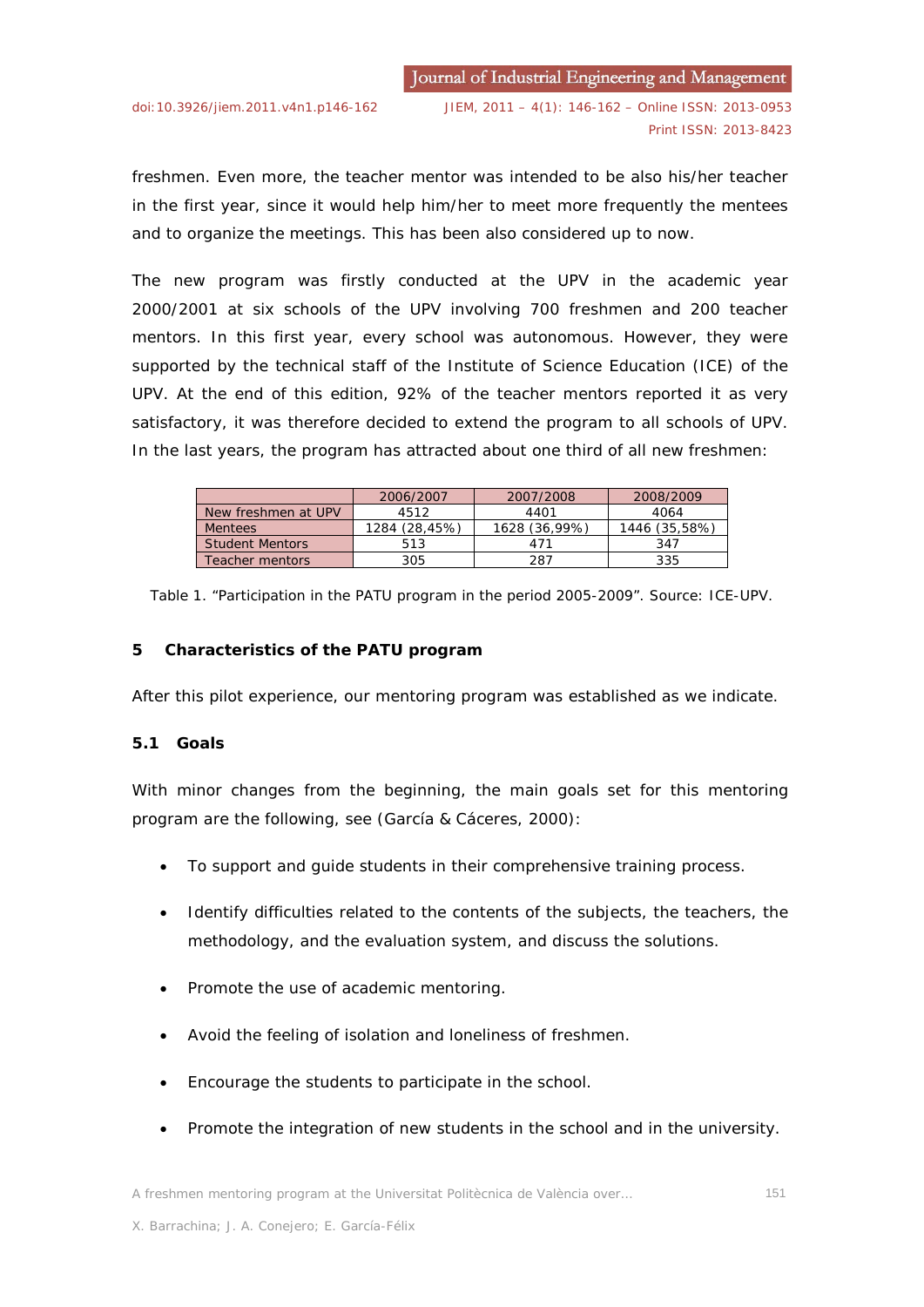freshmen. Even more, the teacher mentor was intended to be also his/her teacher in the first year, since it would help him/her to meet more frequently the mentees and to organize the meetings. This has been also considered up to now.

The new program was firstly conducted at the UPV in the academic year 2000/2001 at six schools of the UPV involving 700 freshmen and 200 teacher mentors. In this first year, every school was autonomous. However, they were supported by the technical staff of the Institute of Science Education (ICE) of the UPV. At the end of this edition, 92% of the teacher mentors reported it as very satisfactory, it was therefore decided to extend the program to all schools of UPV. In the last years, the program has attracted about one third of all new freshmen:

| | 2006/2007 | 2007/2008 | 2008/2009 |
|---|---|---|---|
| New freshmen at UPV | 4512 | 4401 | 4064 |
| Mentees | 1284 (28,45%) | 1628 (36,99%) | 1446 (35,58%) |
| Student Mentors | 513 | 471 | 347 |
| Teacher mentors | 305 | 287 | 335 |

Table 1. “Participation in the PATU program in the period 2005-2009”. Source: ICE-UPV.

## 5 Characteristics of the PATU program

After this pilot experience, our mentoring program was established as we indicate.

### 5.1 Goals

With minor changes from the beginning, the main goals set for this mentoring program are the following, see (García & Cáceres, 2000):

- To support and guide students in their comprehensive training process.
- Identify difficulties related to the contents of the subjects, the teachers, the methodology, and the evaluation system, and discuss the solutions.
- Promote the use of academic mentoring.
- Avoid the feeling of isolation and loneliness of freshmen.
- Encourage the students to participate in the school.
- Promote the integration of new students in the school and in the university.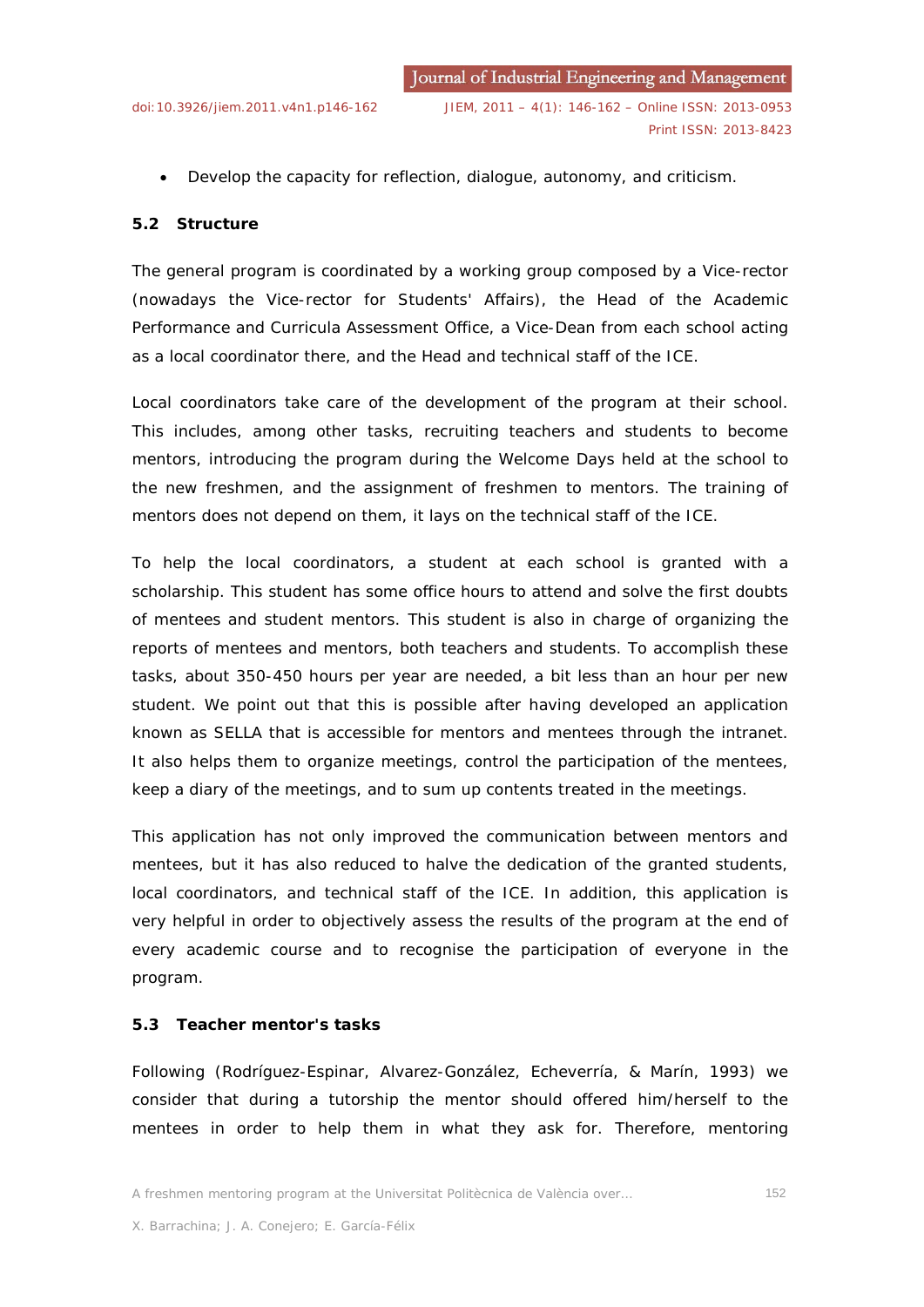- Develop the capacity for reflection, dialogue, autonomy, and criticism.

### 5.2 Structure

The general program is coordinated by a working group composed by a Vice-rector (nowadays the Vice-rector for Students' Affairs), the Head of the Academic Performance and Curricula Assessment Office, a Vice-Dean from each school acting as a local coordinator there, and the Head and technical staff of the ICE.

Local coordinators take care of the development of the program at their school. This includes, among other tasks, recruiting teachers and students to become mentors, introducing the program during the Welcome Days held at the school to the new freshmen, and the assignment of freshmen to mentors. The training of mentors does not depend on them, it lays on the technical staff of the ICE.

To help the local coordinators, a student at each school is granted with a scholarship. This student has some office hours to attend and solve the first doubts of mentees and student mentors. This student is also in charge of organizing the reports of mentees and mentors, both teachers and students. To accomplish these tasks, about 350-450 hours per year are needed, a bit less than an hour per new student. We point out that this is possible after having developed an application known as SELLA that is accessible for mentors and mentees through the intranet. It also helps them to organize meetings, control the participation of the mentees, keep a diary of the meetings, and to sum up contents treated in the meetings.

This application has not only improved the communication between mentors and mentees, but it has also reduced to halve the dedication of the granted students, local coordinators, and technical staff of the ICE. In addition, this application is very helpful in order to objectively assess the results of the program at the end of every academic course and to recognise the participation of everyone in the program.

### 5.3 Teacher mentor's tasks

Following (Rodríguez-Espinar, Alvarez-González, Echeverría, & Marín, 1993) we consider that during a tutorship the mentor should offered him/herself to the mentees in order to help them in what they ask for. Therefore, mentoring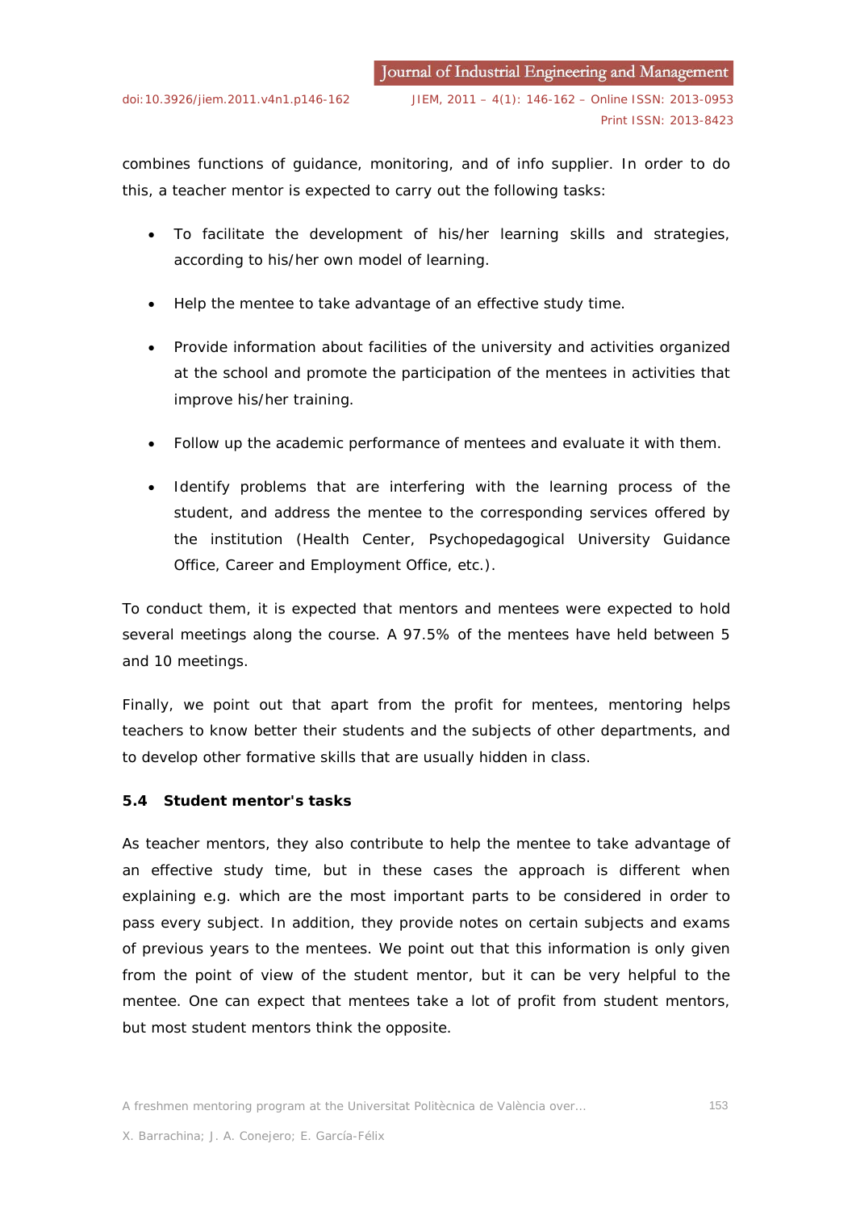combines functions of guidance, monitoring, and of info supplier. In order to do this, a teacher mentor is expected to carry out the following tasks:

- To facilitate the development of his/her learning skills and strategies, according to his/her own model of learning.
- Help the mentee to take advantage of an effective study time.
- Provide information about facilities of the university and activities organized at the school and promote the participation of the mentees in activities that improve his/her training.
- Follow up the academic performance of mentees and evaluate it with them.
- Identify problems that are interfering with the learning process of the student, and address the mentee to the corresponding services offered by the institution (Health Center, Psychopedagogical University Guidance Office, Career and Employment Office, etc.).

To conduct them, it is expected that mentors and mentees were expected to hold several meetings along the course. A 97.5% of the mentees have held between 5 and 10 meetings.

Finally, we point out that apart from the profit for mentees, mentoring helps teachers to know better their students and the subjects of other departments, and to develop other formative skills that are usually hidden in class.

### 5.4 Student mentor's tasks

As teacher mentors, they also contribute to help the mentee to take advantage of an effective study time, but in these cases the approach is different when explaining e.g. which are the most important parts to be considered in order to pass every subject. In addition, they provide notes on certain subjects and exams of previous years to the mentees. We point out that this information is only given from the point of view of the student mentor, but it can be very helpful to the mentee. One can expect that mentees take a lot of profit from student mentors, but most student mentors think the opposite.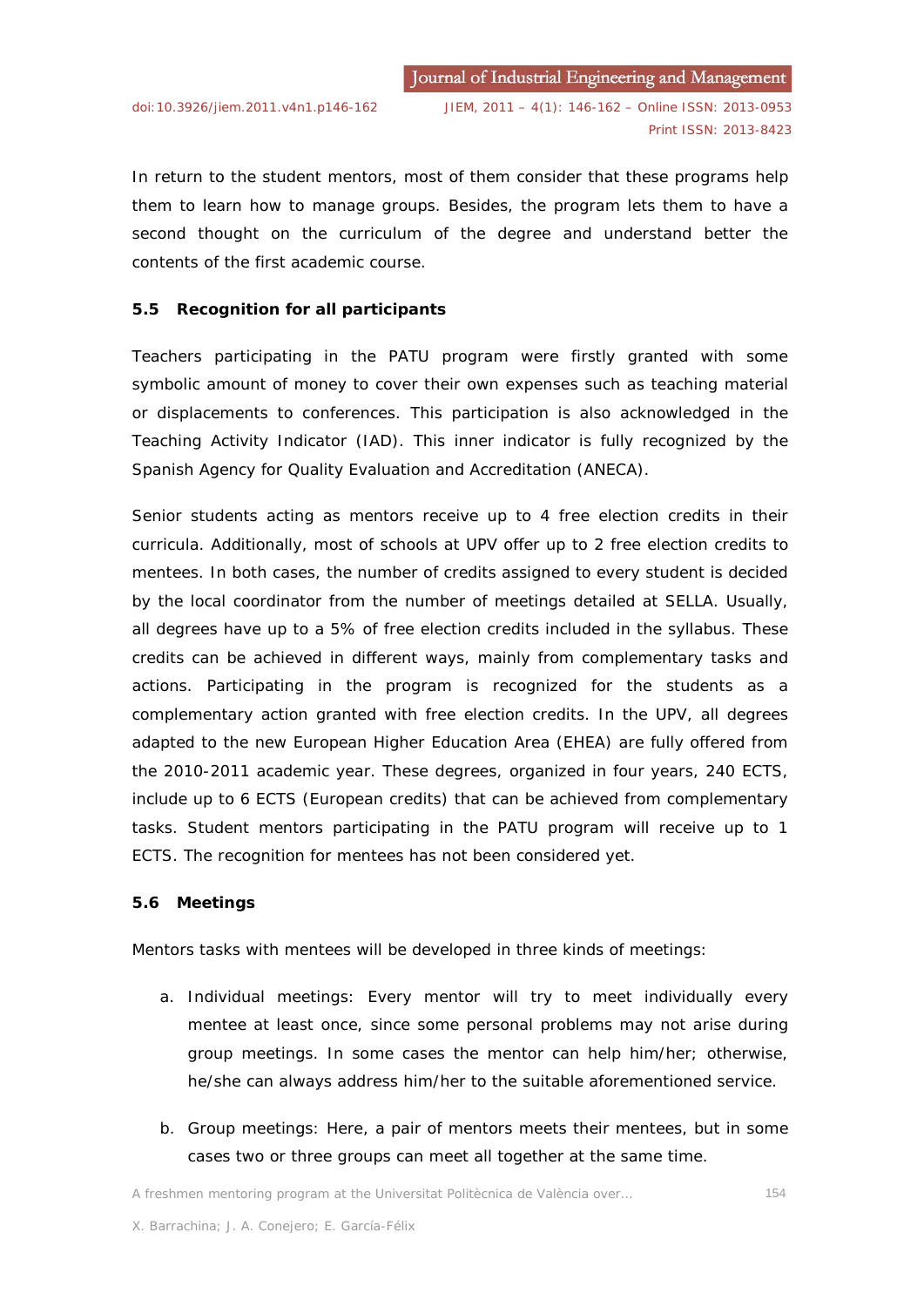In return to the student mentors, most of them consider that these programs help them to learn how to manage groups. Besides, the program lets them to have a second thought on the curriculum of the degree and understand better the contents of the first academic course.

### 5.5 Recognition for all participants

Teachers participating in the PATU program were firstly granted with some symbolic amount of money to cover their own expenses such as teaching material or displacements to conferences. This participation is also acknowledged in the Teaching Activity Indicator (IAD). This inner indicator is fully recognized by the Spanish Agency for Quality Evaluation and Accreditation (ANECA).

Senior students acting as mentors receive up to 4 free election credits in their curricula. Additionally, most of schools at UPV offer up to 2 free election credits to mentees. In both cases, the number of credits assigned to every student is decided by the local coordinator from the number of meetings detailed at SELLA. Usually, all degrees have up to a 5% of free election credits included in the syllabus. These credits can be achieved in different ways, mainly from complementary tasks and actions. Participating in the program is recognized for the students as a complementary action granted with free election credits. In the UPV, all degrees adapted to the new European Higher Education Area (EHEA) are fully offered from the 2010-2011 academic year. These degrees, organized in four years, 240 ECTS, include up to 6 ECTS (European credits) that can be achieved from complementary tasks. Student mentors participating in the PATU program will receive up to 1 ECTS. The recognition for mentees has not been considered yet.

### 5.6 Meetings

Mentors tasks with mentees will be developed in three kinds of meetings:

a. Individual meetings: Every mentor will try to meet individually every mentee at least once, since some personal problems may not arise during group meetings. In some cases the mentor can help him/her; otherwise, he/she can always address him/her to the suitable aforementioned service.

b. Group meetings: Here, a pair of mentors meets their mentees, but in some cases two or three groups can meet all together at the same time.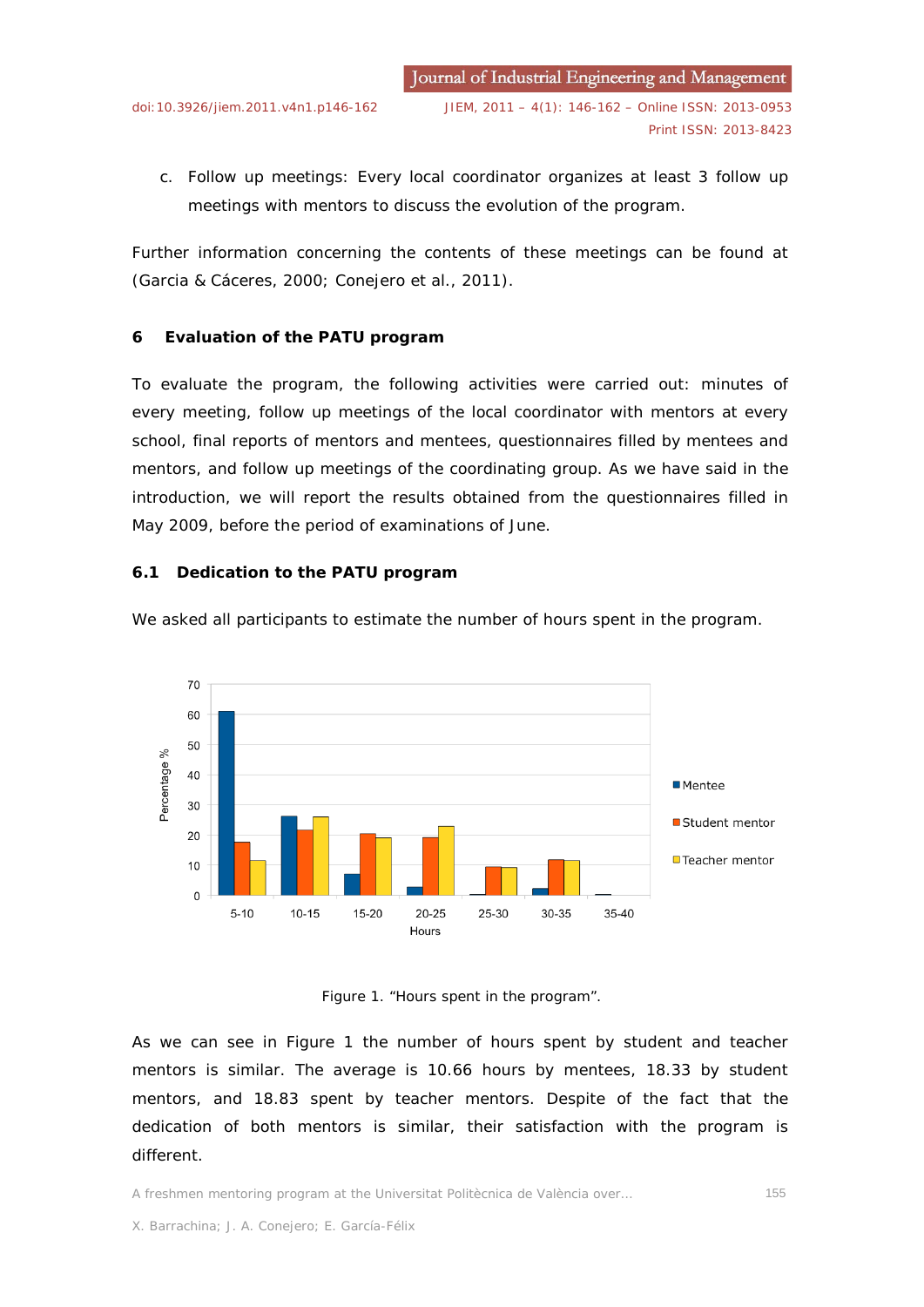c. Follow up meetings: Every local coordinator organizes at least 3 follow up meetings with mentors to discuss the evolution of the program.

Further information concerning the contents of these meetings can be found at (Garcia & Cáceres, 2000; Conejero et al., 2011).

## 6 Evaluation of the PATU program

To evaluate the program, the following activities were carried out: minutes of every meeting, follow up meetings of the local coordinator with mentors at every school, final reports of mentors and mentees, questionnaires filled by mentees and mentors, and follow up meetings of the coordinating group. As we have said in the introduction, we will report the results obtained from the questionnaires filled in May 2009, before the period of examinations of June.

### 6.1 Dedication to the PATU program

We asked all participants to estimate the number of hours spent in the program.

Figure 1. "Hours spent in the program".

As we can see in Figure 1 the number of hours spent by student and teacher mentors is similar. The average is 10.66 hours by mentees, 18.33 by student mentors, and 18.83 spent by teacher mentors. Despite of the fact that the dedication of both mentors is similar, their satisfaction with the program is different.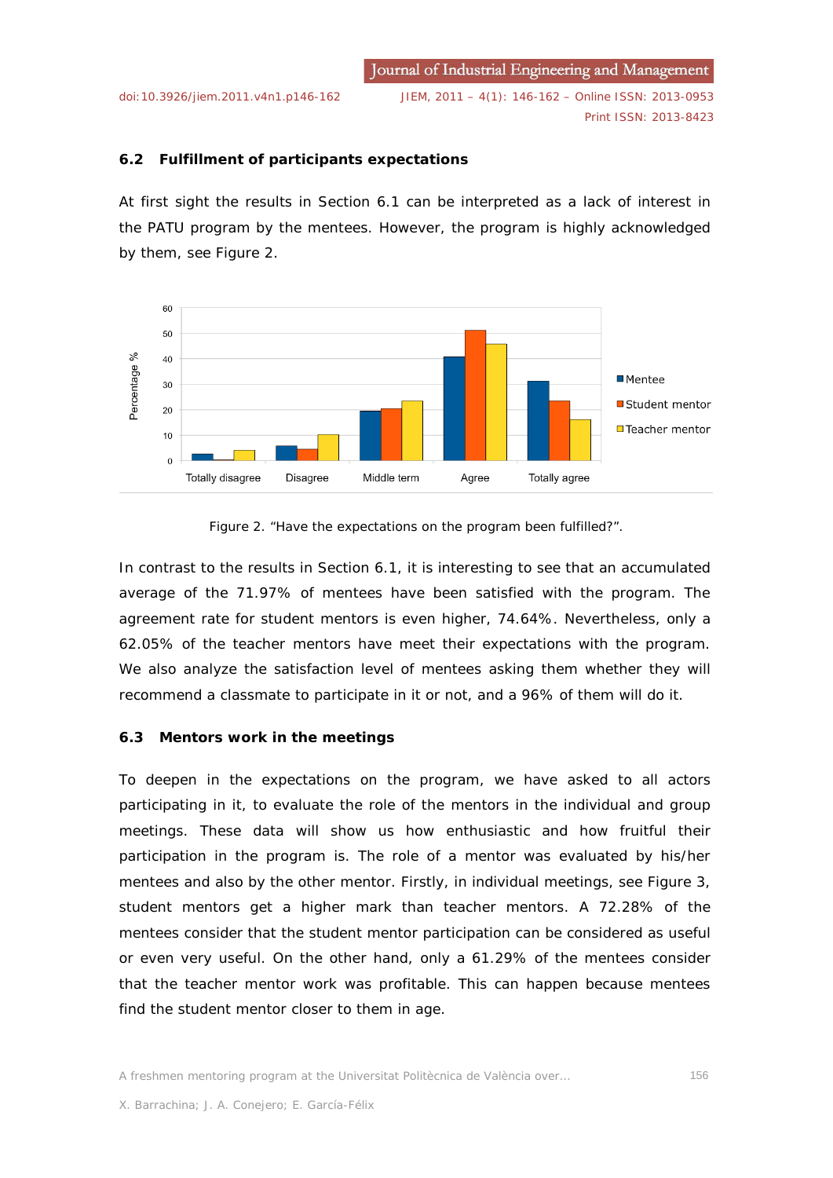### 6.2 Fulfillment of participants expectations

At first sight the results in Section 6.1 can be interpreted as a lack of interest in the PATU program by the mentees. However, the program is highly acknowledged by them, see Figure 2.

Figure 2. "Have the expectations on the program been fulfilled?".

In contrast to the results in Section 6.1, it is interesting to see that an accumulated average of the 71.97% of mentees have been satisfied with the program. The agreement rate for student mentors is even higher, 74.64%. Nevertheless, only a 62.05% of the teacher mentors have meet their expectations with the program. We also analyze the satisfaction level of mentees asking them whether they will recommend a classmate to participate in it or not, and a 96% of them will do it.

### 6.3 Mentors work in the meetings

To deepen in the expectations on the program, we have asked to all actors participating in it, to evaluate the role of the mentors in the individual and group meetings. These data will show us how enthusiastic and how fruitful their participation in the program is. The role of a mentor was evaluated by his/her mentees and also by the other mentor. Firstly, in individual meetings, see Figure 3, student mentors get a higher mark than teacher mentors. A 72.28% of the mentees consider that the student mentor participation can be considered as useful or even very useful. On the other hand, only a 61.29% of the mentees consider that the teacher mentor work was profitable. This can happen because mentees find the student mentor closer to them in age.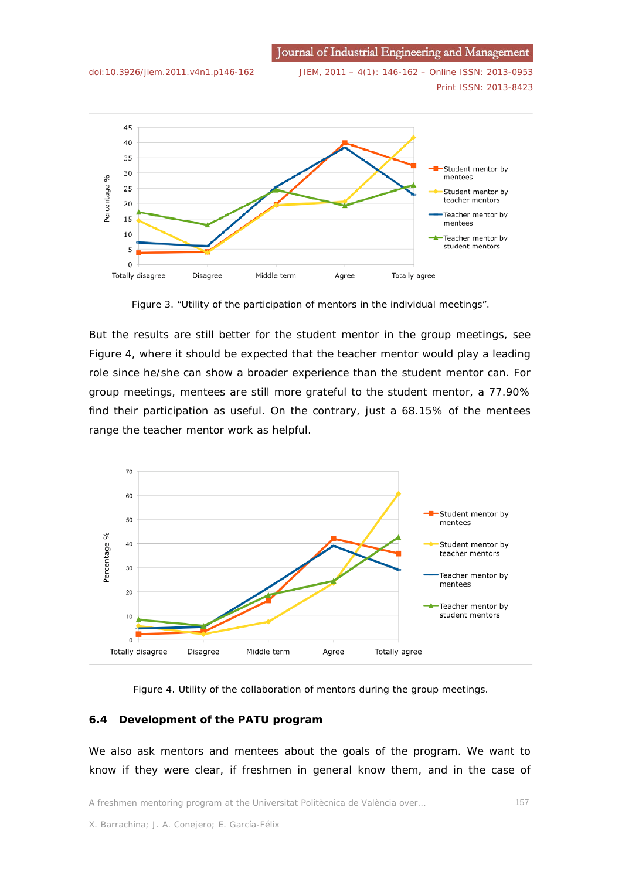Figure 3. “Utility of the participation of mentors in the individual meetings”.

But the results are still better for the student mentor in the group meetings, see Figure 4, where it should be expected that the teacher mentor would play a leading role since he/she can show a broader experience than the student mentor can. For group meetings, mentees are still more grateful to the student mentor, a 77.90% find their participation as useful. On the contrary, just a 68.15% of the mentees range the teacher mentor work as helpful.

Figure 4. Utility of the collaboration of mentors during the group meetings.

### 6.4 Development of the PATU program

We also ask mentors and mentees about the goals of the program. We want to know if they were clear, if freshmen in general know them, and in the case of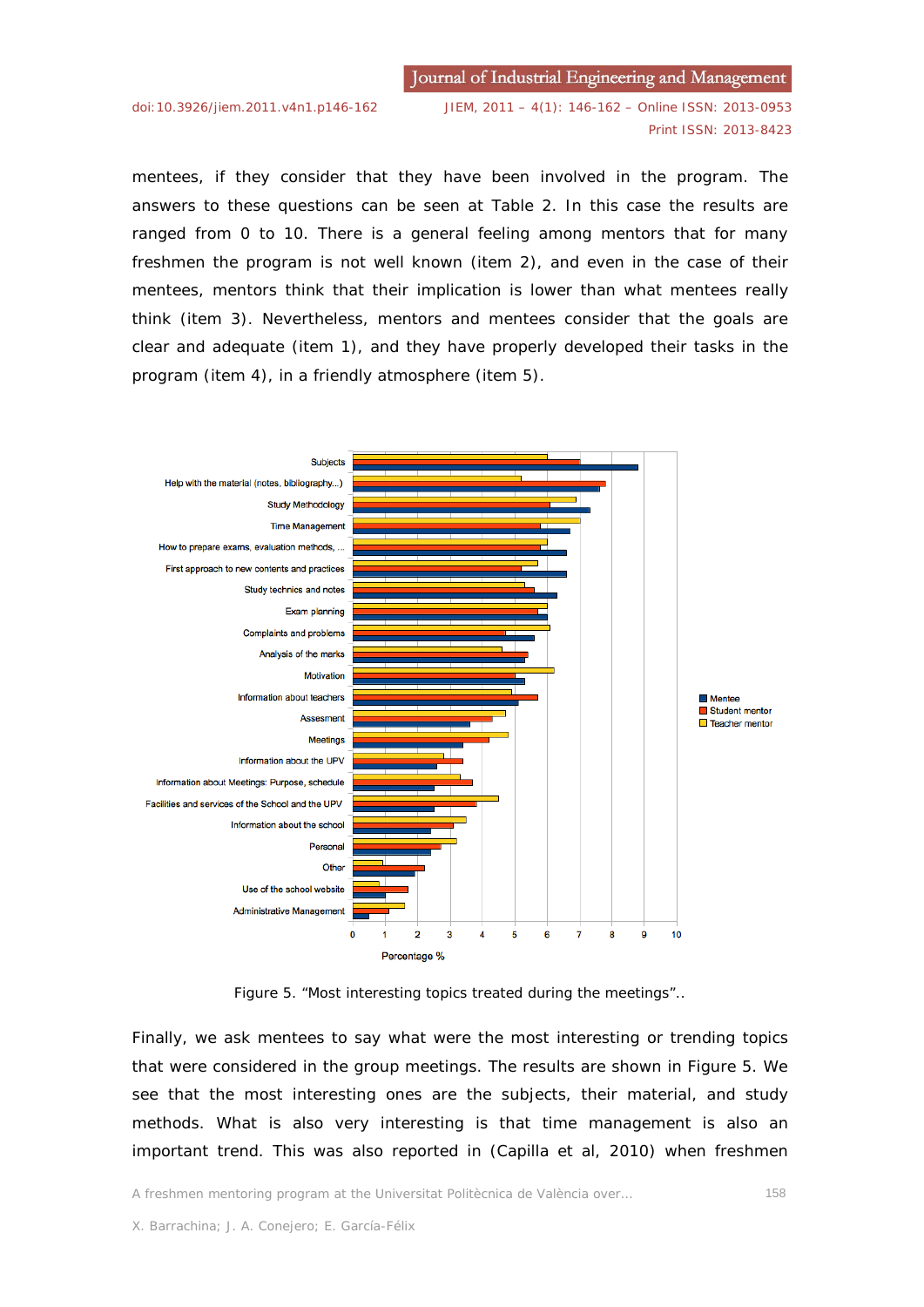mentees, if they consider that they have been involved in the program. The answers to these questions can be seen at Table 2. In this case the results are ranged from 0 to 10. There is a general feeling among mentors that for many freshmen the program is not well known (item 2), and even in the case of their mentees, mentors think that their implication is lower than what mentees really think (item 3). Nevertheless, mentors and mentees consider that the goals are clear and adequate (item 1), and they have properly developed their tasks in the program (item 4), in a friendly atmosphere (item 5).

Figure 5. "Most interesting topics treated during the meetings"..

Finally, we ask mentees to say what were the most interesting or trending topics that were considered in the group meetings. The results are shown in Figure 5. We see that the most interesting ones are the subjects, their material, and study methods. What is also very interesting is that time management is also an important trend. This was also reported in (Capilla et al, 2010) when freshmen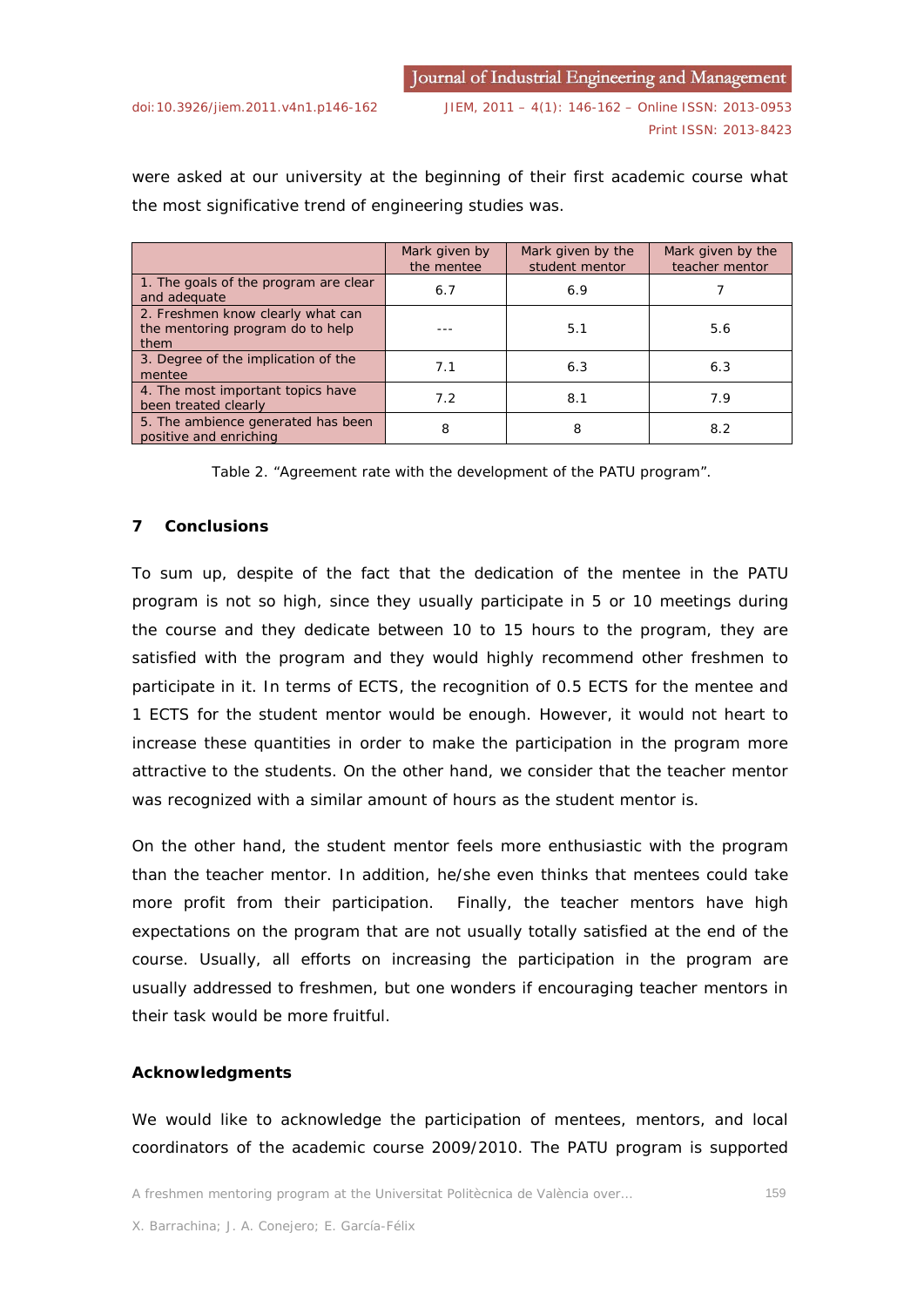were asked at our university at the beginning of their first academic course what the most significative trend of engineering studies was.

| | Mark given by the mentee | Mark given by the student mentor | Mark given by the teacher mentor |
|---|---|---|---|
| 1. The goals of the program are clear and adequate | 6.7 | 6.9 | 7 |
| 2. Freshmen know clearly what can the mentoring program do to help them | --- | 5.1 | 5.6 |
| 3. Degree of the implication of the mentee | 7.1 | 6.3 | 6.3 |
| 4. The most important topics have been treated clearly | 7.2 | 8.1 | 7.9 |
| 5. The ambience generated has been positive and enriching | 8 | 8 | 8.2 |

Table 2. “Agreement rate with the development of the PATU program”.

## 7 Conclusions

To sum up, despite of the fact that the dedication of the mentee in the PATU program is not so high, since they usually participate in 5 or 10 meetings during the course and they dedicate between 10 to 15 hours to the program, they are satisfied with the program and they would highly recommend other freshmen to participate in it. In terms of ECTS, the recognition of 0.5 ECTS for the mentee and 1 ECTS for the student mentor would be enough. However, it would not heart to increase these quantities in order to make the participation in the program more attractive to the students. On the other hand, we consider that the teacher mentor was recognized with a similar amount of hours as the student mentor is.

On the other hand, the student mentor feels more enthusiastic with the program than the teacher mentor. In addition, he/she even thinks that mentees could take more profit from their participation. Finally, the teacher mentors have high expectations on the program that are not usually totally satisfied at the end of the course. Usually, all efforts on increasing the participation in the program are usually addressed to freshmen, but one wonders if encouraging teacher mentors in their task would be more fruitful.

### Acknowledgments

We would like to acknowledge the participation of mentees, mentors, and local coordinators of the academic course 2009/2010. The PATU program is supported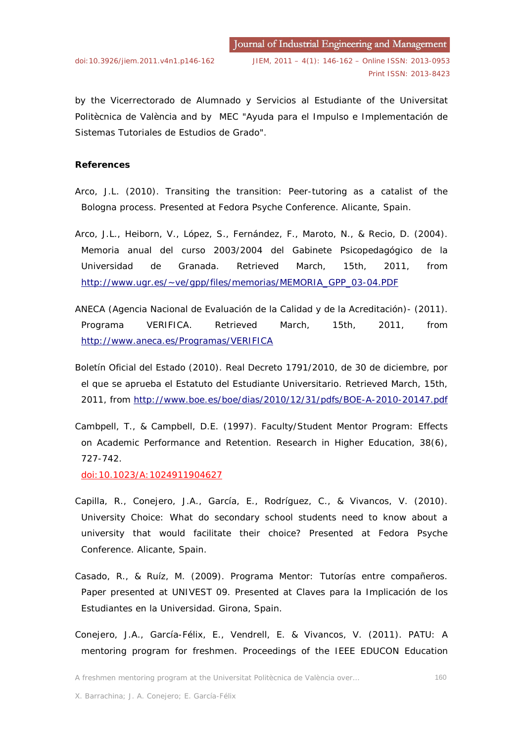by the Vicerrectorado de Alumnado y Servicios al Estudiante of the Universitat Politècnica de València and by MEC "Ayuda para el Impulso e Implementación de Sistemas Tutoriales de Estudios de Grado".

**References**

Arco, J.L. (2010). Transiting the transition: Peer-tutoring as a catalist of the Bologna process. Presented at Fedora Psyche Conference. Alicante, Spain.

Arco, J.L., Heiborn, V., López, S., Fernández, F., Maroto, N., & Recio, D. (2004). Memoria anual del curso 2003/2004 del Gabinete Psicopedagógico de la Universidad de Granada. Retrieved March, 15th, 2011, from http://www.ugr.es/~ve/gpp/files/memorias/MEMORIA_GPP_03-04.PDF

ANECA (Agencia Nacional de Evaluación de la Calidad y de la Acreditación)- (2011). Programa VERIFICA. Retrieved March, 15th, 2011, from http://www.aneca.es/Programas/VERIFICA

Boletín Oficial del Estado (2010). Real Decreto 1791/2010, de 30 de diciembre, por el que se aprueba el Estatuto del Estudiante Universitario. Retrieved March, 15th, 2011, from http://www.boe.es/boe/dias/2010/12/31/pdfs/BOE-A-2010-20147.pdf

Cambpell, T., & Campbell, D.E. (1997). Faculty/Student Mentor Program: Effects on Academic Performance and Retention. Research in Higher Education, 38(6), 727-742.
doi:10.1023/A:1024911904627

Capilla, R., Conejero, J.A., García, E., Rodríguez, C., & Vivancos, V. (2010). University Choice: What do secondary school students need to know about a university that would facilitate their choice? Presented at Fedora Psyche Conference. Alicante, Spain.

Casado, R., & Ruíz, M. (2009). Programa Mentor: Tutorías entre compañeros. Paper presented at UNIVEST 09. Presented at Claves para la Implicación de los Estudiantes en la Universidad. Girona, Spain.

Conejero, J.A., García-Félix, E., Vendrell, E. & Vivancos, V. (2011). PATU: A mentoring program for freshmen. Proceedings of the IEEE EDUCON Education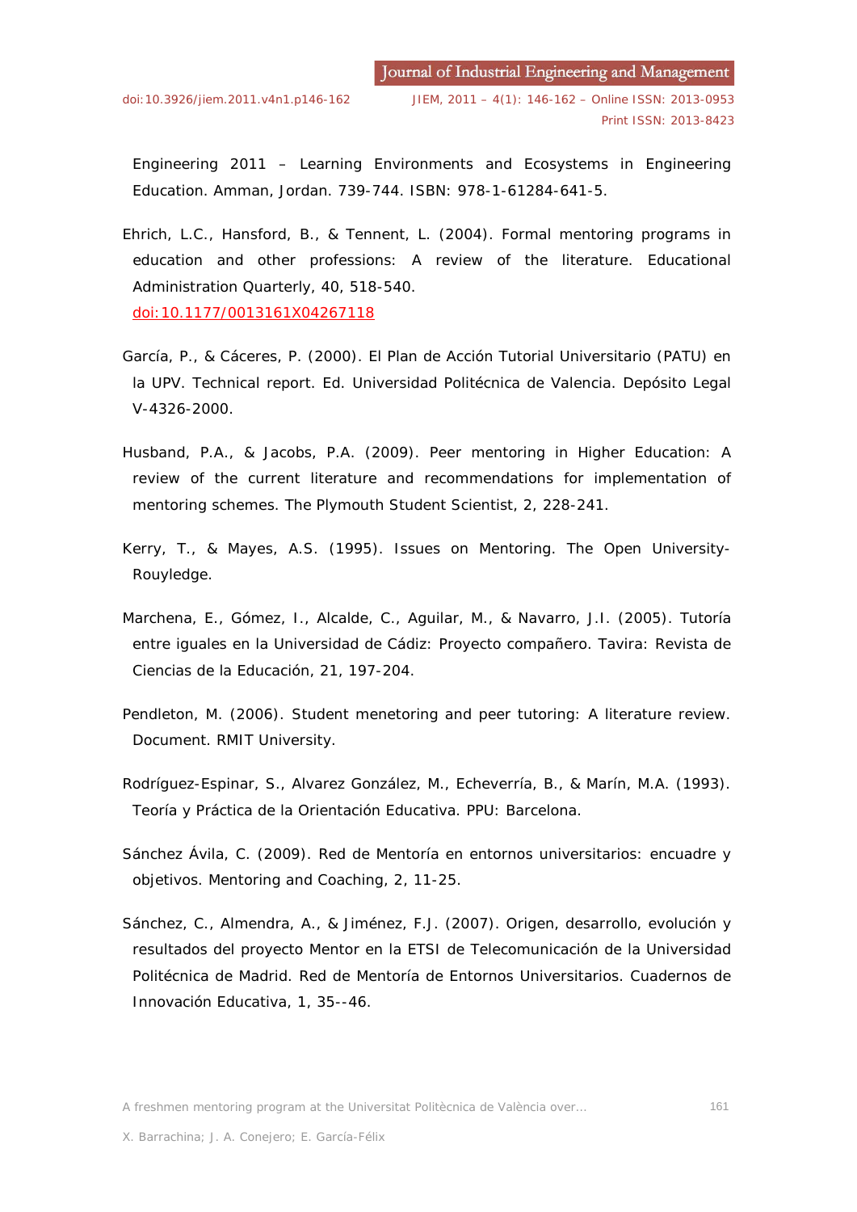Engineering 2011 – Learning Environments and Ecosystems in Engineering Education. Amman, Jordan. 739-744. ISBN: 978-1-61284-641-5.

Ehrich, L.C., Hansford, B., & Tennent, L. (2004). Formal mentoring programs in education and other professions: A review of the literature. Educational Administration Quarterly, 40, 518-540. doi:10.1177/0013161X04267118

García, P., & Cáceres, P. (2000). El Plan de Acción Tutorial Universitario (PATU) en la UPV. Technical report. Ed. Universidad Politécnica de Valencia. Depósito Legal V-4326-2000.

Husband, P.A., & Jacobs, P.A. (2009). Peer mentoring in Higher Education: A review of the current literature and recommendations for implementation of mentoring schemes. The Plymouth Student Scientist, 2, 228-241.

Kerry, T., & Mayes, A.S. (1995). Issues on Mentoring. The Open University-Rouyledge.

Marchena, E., Gómez, I., Alcalde, C., Aguilar, M., & Navarro, J.I. (2005). Tutoría entre iguales en la Universidad de Cádiz: Proyecto compañero. Tavira: Revista de Ciencias de la Educación, 21, 197-204.

Pendleton, M. (2006). Student menetoring and peer tutoring: A literature review. Document. RMIT University.

Rodríguez-Espinar, S., Alvarez González, M., Echeverría, B., & Marín, M.A. (1993). Teoría y Práctica de la Orientación Educativa. PPU: Barcelona.

Sánchez Ávila, C. (2009). Red de Mentoría en entornos universitarios: encuadre y objetivos. Mentoring and Coaching, 2, 11-25.

Sánchez, C., Almendra, A., & Jiménez, F.J. (2007). Origen, desarrollo, evolución y resultados del proyecto Mentor en la ETSI de Telecomunicación de la Universidad Politécnica de Madrid. Red de Mentoría de Entornos Universitarios. Cuadernos de Innovación Educativa, 1, 35--46.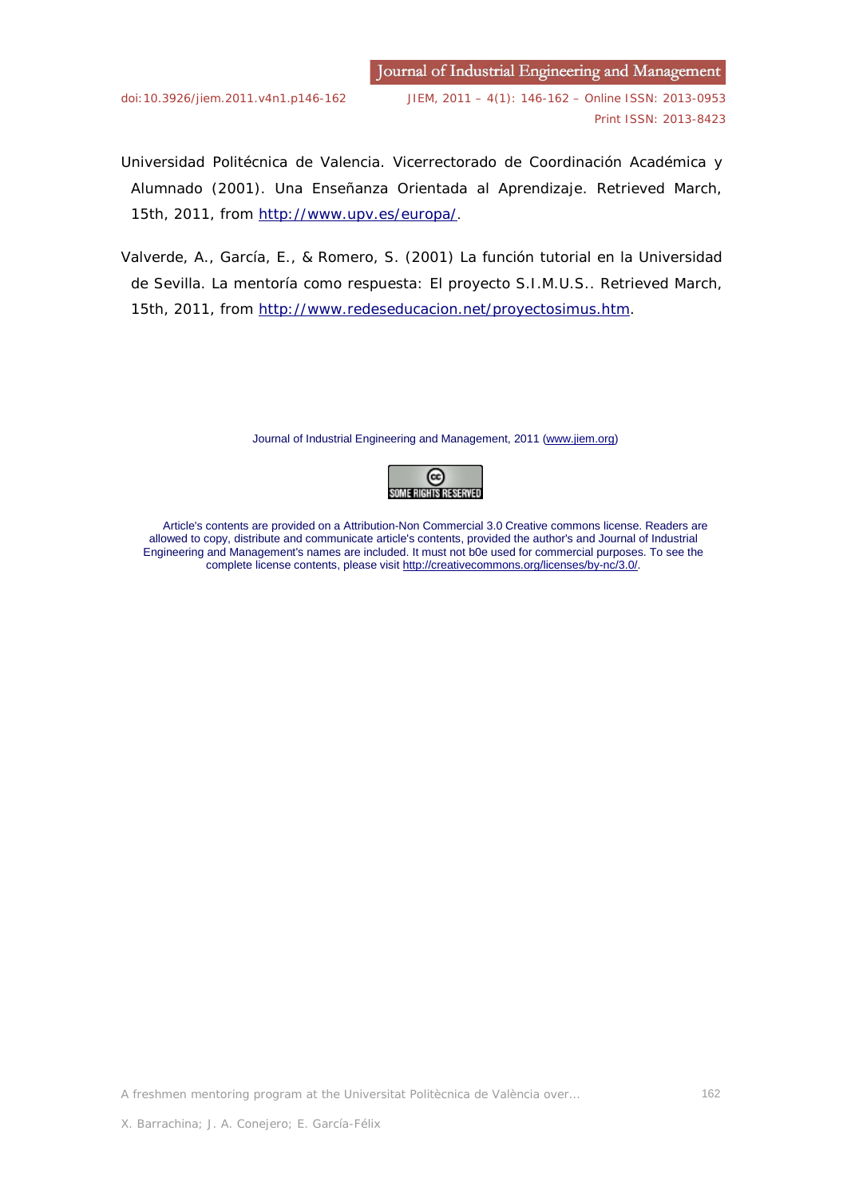Universidad Politécnica de Valencia. Vicerrectorado de Coordinación Académica y Alumnado (2001). Una Enseñanza Orientada al Aprendizaje. Retrieved March, 15th, 2011, from http://www.upv.es/europa/.

Valverde, A., García, E., & Romero, S. (2001) La función tutorial en la Universidad de Sevilla. La mentoría como respuesta: El proyecto S.I.M.U.S.. Retrieved March, 15th, 2011, from http://www.redeseducacion.net/proyectosimus.htm.

Journal of Industrial Engineering and Management, 2011 (www.jiem.org)

Article's contents are provided on a Attribution-Non Commercial 3.0 Creative commons license. Readers are allowed to copy, distribute and communicate article's contents, provided the author's and Journal of Industrial Engineering and Management's names are included. It must not b0e used for commercial purposes. To see the complete license contents, please visit http://creativecommons.org/licenses/by-nc/3.0/.